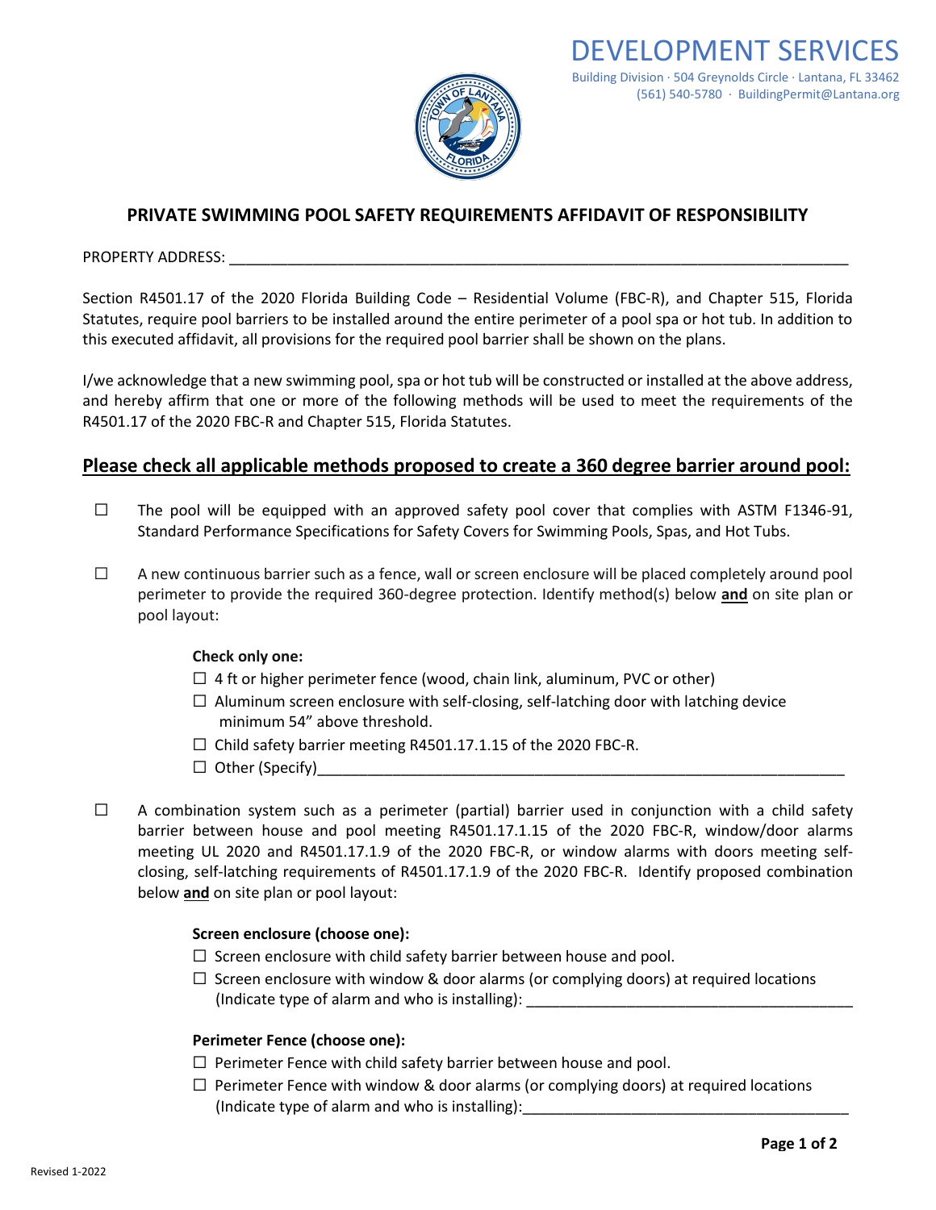# DEVELOPMENT SERVICES

Building Division · 504 Greynolds Circle · Lantana, FL 33462
(561) 540-5780 · BuildingPermit@Lantana.org

## PRIVATE SWIMMING POOL SAFETY REQUIREMENTS AFFIDAVIT OF RESPONSIBILITY

PROPERTY ADDRESS: ___________________________________________________________________________

Section R4501.17 of the 2020 Florida Building Code – Residential Volume (FBC-R), and Chapter 515, Florida Statutes, require pool barriers to be installed around the entire perimeter of a pool spa or hot tub. In addition to this executed affidavit, all provisions for the required pool barrier shall be shown on the plans.

I/we acknowledge that a new swimming pool, spa or hot tub will be constructed or installed at the above address, and hereby affirm that one or more of the following methods will be used to meet the requirements of the R4501.17 of the 2020 FBC-R and Chapter 515, Florida Statutes.

### Please check all applicable methods proposed to create a 360 degree barrier around pool:

☐ The pool will be equipped with an approved safety pool cover that complies with ASTM F1346-91, Standard Performance Specifications for Safety Covers for Swimming Pools, Spas, and Hot Tubs.

☐ A new continuous barrier such as a fence, wall or screen enclosure will be placed completely around pool perimeter to provide the required 360-degree protection. Identify method(s) below **and** on site plan or pool layout:

**Check only one:**

- ☐ 4 ft or higher perimeter fence (wood, chain link, aluminum, PVC or other)
- ☐ Aluminum screen enclosure with self-closing, self-latching door with latching device minimum 54" above threshold.
- ☐ Child safety barrier meeting R4501.17.1.15 of the 2020 FBC-R.
- ☐ Other (Specify)_______________________________________________________________

☐ A combination system such as a perimeter (partial) barrier used in conjunction with a child safety barrier between house and pool meeting R4501.17.1.15 of the 2020 FBC-R, window/door alarms meeting UL 2020 and R4501.17.1.9 of the 2020 FBC-R, or window alarms with doors meeting self-closing, self-latching requirements of R4501.17.1.9 of the 2020 FBC-R. Identify proposed combination below **and** on site plan or pool layout:

**Screen enclosure (choose one):**

- ☐ Screen enclosure with child safety barrier between house and pool.
- ☐ Screen enclosure with window & door alarms (or complying doors) at required locations (Indicate type of alarm and who is installing): ________________________________________

**Perimeter Fence (choose one):**

- ☐ Perimeter Fence with child safety barrier between house and pool.
- ☐ Perimeter Fence with window & door alarms (or complying doors) at required locations (Indicate type of alarm and who is installing):________________________________________

Revised 1-2022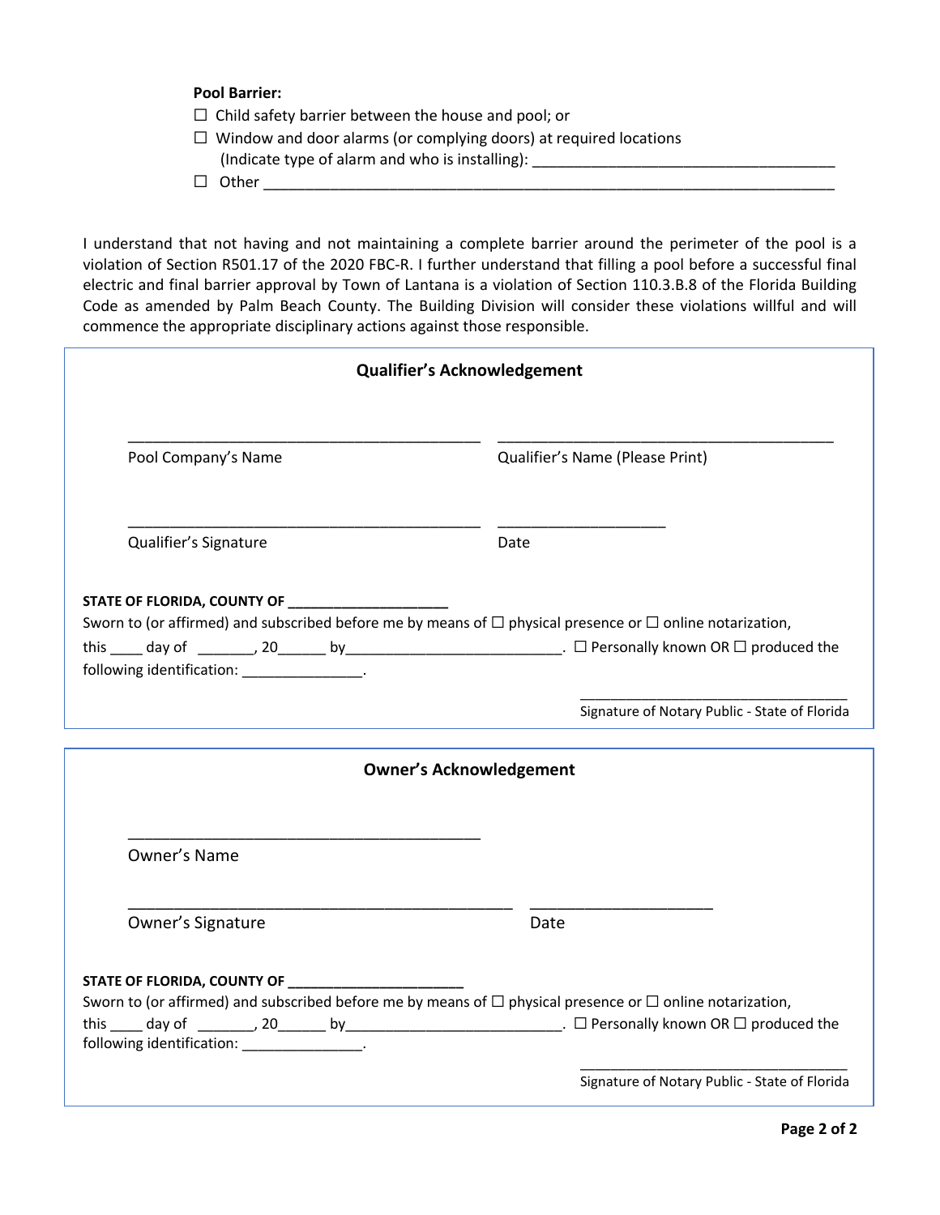**Pool Barrier:**

☐ Child safety barrier between the house and pool; or

☐ Window and door alarms (or complying doors) at required locations
(Indicate type of alarm and who is installing): ____________________________________

☐ Other ______________________________________________________________________

I understand that not having and not maintaining a complete barrier around the perimeter of the pool is a violation of Section R501.17 of the 2020 FBC-R. I further understand that filling a pool before a successful final electric and final barrier approval by Town of Lantana is a violation of Section 110.3.B.8 of the Florida Building Code as amended by Palm Beach County. The Building Division will consider these violations willful and will commence the appropriate disciplinary actions against those responsible.

### Qualifier's Acknowledgement

_____________________________________________ _____________________________________________

Pool Company's Name Qualifier's Name (Please Print)

_____________________________________________ ______________________

Qualifier's Signature Date

**STATE OF FLORIDA, COUNTY OF ____________________**

Sworn to (or affirmed) and subscribed before me by means of ☐ physical presence or ☐ online notarization, this ____ day of _______, 20______ by___________________________. ☐ Personally known OR ☐ produced the following identification: _______________.

___________________________________

Signature of Notary Public - State of Florida

### Owner's Acknowledgement

_____________________________________________

Owner's Name

_____________________________________________ ______________________

Owner's Signature Date

**STATE OF FLORIDA, COUNTY OF ______________________**

Sworn to (or affirmed) and subscribed before me by means of ☐ physical presence or ☐ online notarization, this ____ day of _______, 20______ by___________________________. ☐ Personally known OR ☐ produced the following identification: _______________.

___________________________________

Signature of Notary Public - State of Florida